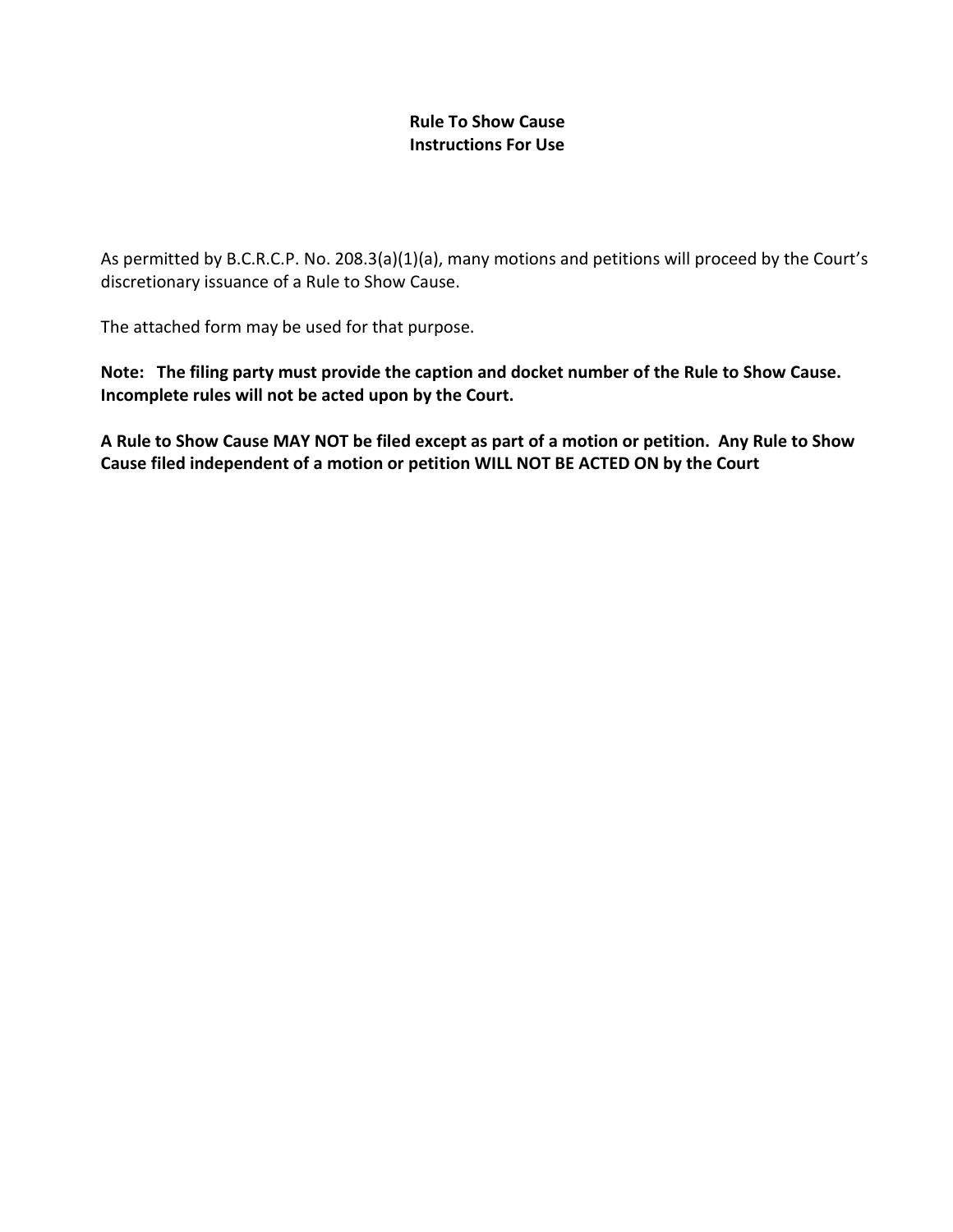**Rule To Show Cause**
**Instructions For Use**

As permitted by B.C.R.C.P. No. 208.3(a)(1)(a), many motions and petitions will proceed by the Court's discretionary issuance of a Rule to Show Cause.

The attached form may be used for that purpose.

**Note: The filing party must provide the caption and docket number of the Rule to Show Cause. Incomplete rules will not be acted upon by the Court.**

**A Rule to Show Cause MAY NOT be filed except as part of a motion or petition. Any Rule to Show Cause filed independent of a motion or petition WILL NOT BE ACTED ON by the Court**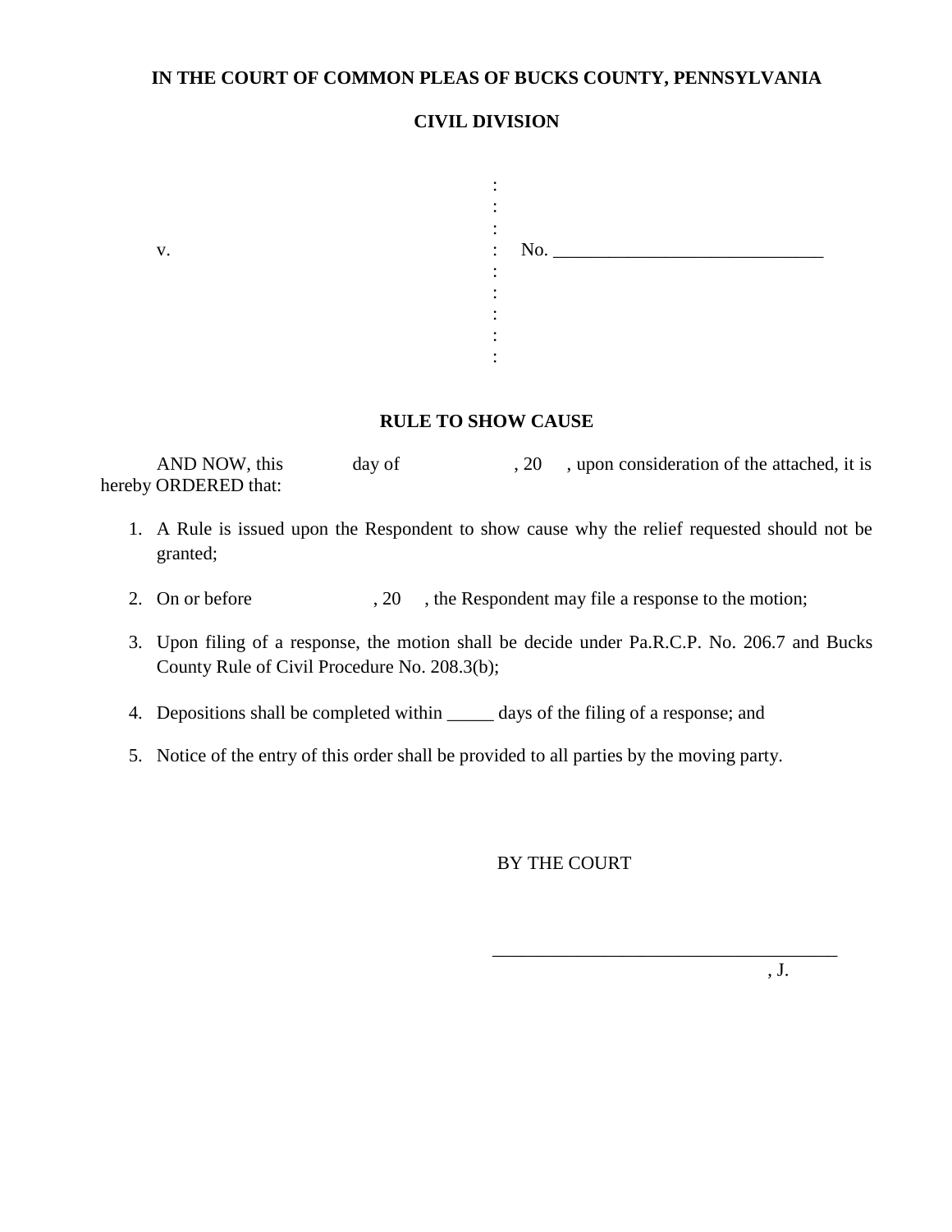**IN THE COURT OF COMMON PLEAS OF BUCKS COUNTY, PENNSYLVANIA**

**CIVIL DIVISION**

```
                                          :
                                          :
                                          :
v.                                        :   No. ____________________________
                                          :
                                          :
                                          :
                                          :
                                          :
```

**RULE TO SHOW CAUSE**

AND NOW, this day of , 20 , upon consideration of the attached, it is hereby ORDERED that:

1. A Rule is issued upon the Respondent to show cause why the relief requested should not be granted;
2. On or before , 20 , the Respondent may file a response to the motion;
3. Upon filing of a response, the motion shall be decide under Pa.R.C.P. No. 206.7 and Bucks County Rule of Civil Procedure No. 208.3(b);
4. Depositions shall be completed within _____ days of the filing of a response; and
5. Notice of the entry of this order shall be provided to all parties by the moving party.

BY THE COURT

_____________________________________
, J.